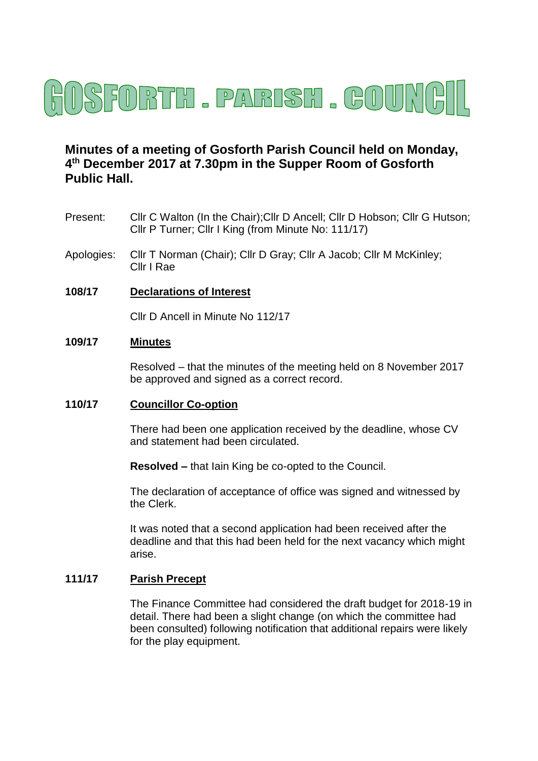# GOSFORTH . PARISH . COUNCIL

## Minutes of a meeting of Gosforth Parish Council held on Monday, 4th December 2017 at 7.30pm in the Supper Room of Gosforth Public Hall.

Present: Cllr C Walton (In the Chair);Cllr D Ancell; Cllr D Hobson; Cllr G Hutson; Cllr P Turner; Cllr I King (from Minute No: 111/17)

Apologies: Cllr T Norman (Chair); Cllr D Gray; Cllr A Jacob; Cllr M McKinley; Cllr I Rae

**108/17 Declarations of Interest**

Cllr D Ancell in Minute No 112/17

**109/17 Minutes**

Resolved – that the minutes of the meeting held on 8 November 2017 be approved and signed as a correct record.

**110/17 Councillor Co-option**

There had been one application received by the deadline, whose CV and statement had been circulated.

**Resolved –** that Iain King be co-opted to the Council.

The declaration of acceptance of office was signed and witnessed by the Clerk.

It was noted that a second application had been received after the deadline and that this had been held for the next vacancy which might arise.

**111/17 Parish Precept**

The Finance Committee had considered the draft budget for 2018-19 in detail. There had been a slight change (on which the committee had been consulted) following notification that additional repairs were likely for the play equipment.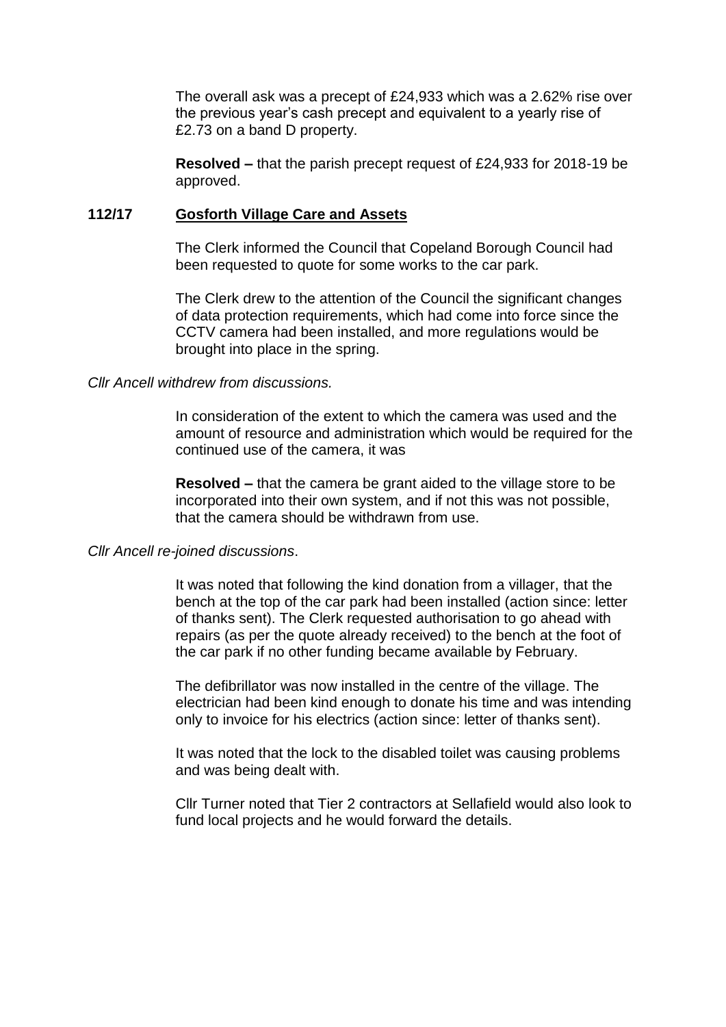The overall ask was a precept of £24,933 which was a 2.62% rise over the previous year's cash precept and equivalent to a yearly rise of £2.73 on a band D property.

**Resolved –** that the parish precept request of £24,933 for 2018-19 be approved.

**112/17 Gosforth Village Care and Assets**

The Clerk informed the Council that Copeland Borough Council had been requested to quote for some works to the car park.

The Clerk drew to the attention of the Council the significant changes of data protection requirements, which had come into force since the CCTV camera had been installed, and more regulations would be brought into place in the spring.

*Cllr Ancell withdrew from discussions.*

In consideration of the extent to which the camera was used and the amount of resource and administration which would be required for the continued use of the camera, it was

**Resolved –** that the camera be grant aided to the village store to be incorporated into their own system, and if not this was not possible, that the camera should be withdrawn from use.

*Cllr Ancell re-joined discussions*.

It was noted that following the kind donation from a villager, that the bench at the top of the car park had been installed (action since: letter of thanks sent). The Clerk requested authorisation to go ahead with repairs (as per the quote already received) to the bench at the foot of the car park if no other funding became available by February.

The defibrillator was now installed in the centre of the village. The electrician had been kind enough to donate his time and was intending only to invoice for his electrics (action since: letter of thanks sent).

It was noted that the lock to the disabled toilet was causing problems and was being dealt with.

Cllr Turner noted that Tier 2 contractors at Sellafield would also look to fund local projects and he would forward the details.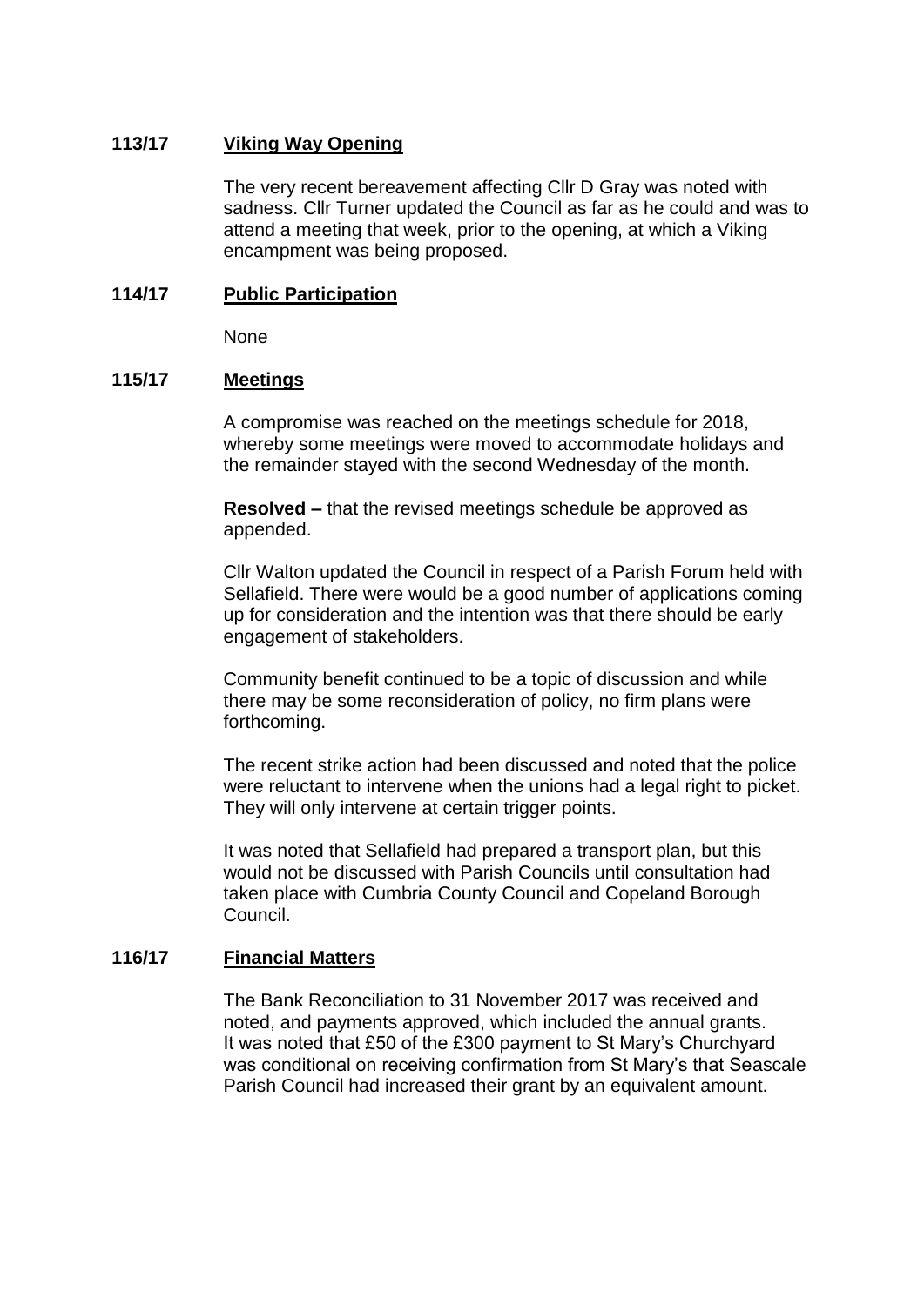**113/17 Viking Way Opening**

The very recent bereavement affecting Cllr D Gray was noted with sadness. Cllr Turner updated the Council as far as he could and was to attend a meeting that week, prior to the opening, at which a Viking encampment was being proposed.

**114/17 Public Participation**

None

**115/17 Meetings**

A compromise was reached on the meetings schedule for 2018, whereby some meetings were moved to accommodate holidays and the remainder stayed with the second Wednesday of the month.

**Resolved –** that the revised meetings schedule be approved as appended.

Cllr Walton updated the Council in respect of a Parish Forum held with Sellafield. There were would be a good number of applications coming up for consideration and the intention was that there should be early engagement of stakeholders.

Community benefit continued to be a topic of discussion and while there may be some reconsideration of policy, no firm plans were forthcoming.

The recent strike action had been discussed and noted that the police were reluctant to intervene when the unions had a legal right to picket. They will only intervene at certain trigger points.

It was noted that Sellafield had prepared a transport plan, but this would not be discussed with Parish Councils until consultation had taken place with Cumbria County Council and Copeland Borough Council.

**116/17 Financial Matters**

The Bank Reconciliation to 31 November 2017 was received and noted, and payments approved, which included the annual grants. It was noted that £50 of the £300 payment to St Mary's Churchyard was conditional on receiving confirmation from St Mary's that Seascale Parish Council had increased their grant by an equivalent amount.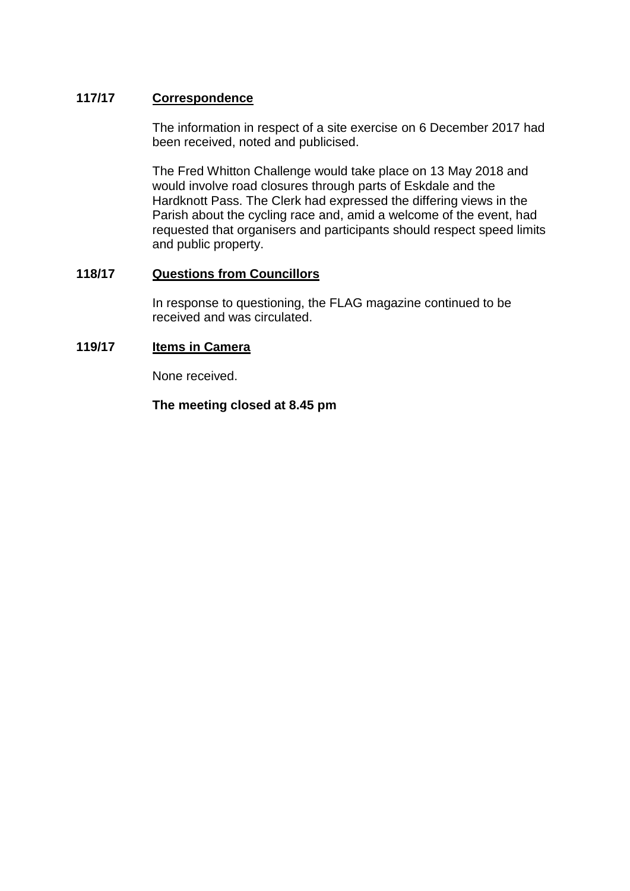**117/17 Correspondence**

The information in respect of a site exercise on 6 December 2017 had been received, noted and publicised.

The Fred Whitton Challenge would take place on 13 May 2018 and would involve road closures through parts of Eskdale and the Hardknott Pass. The Clerk had expressed the differing views in the Parish about the cycling race and, amid a welcome of the event, had requested that organisers and participants should respect speed limits and public property.

**118/17 Questions from Councillors**

In response to questioning, the FLAG magazine continued to be received and was circulated.

**119/17 Items in Camera**

None received.

**The meeting closed at 8.45 pm**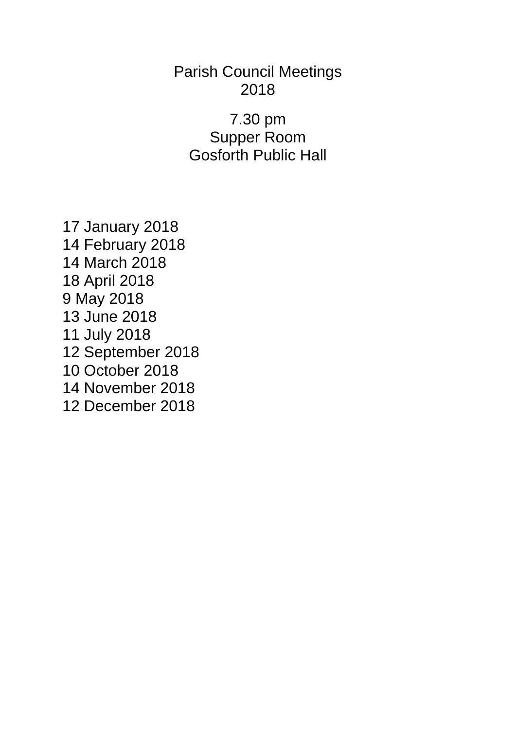# Parish Council Meetings 2018

7.30 pm
Supper Room
Gosforth Public Hall

17 January 2018
14 February 2018
14 March 2018
18 April 2018
9 May 2018
13 June 2018
11 July 2018
12 September 2018
10 October 2018
14 November 2018
12 December 2018